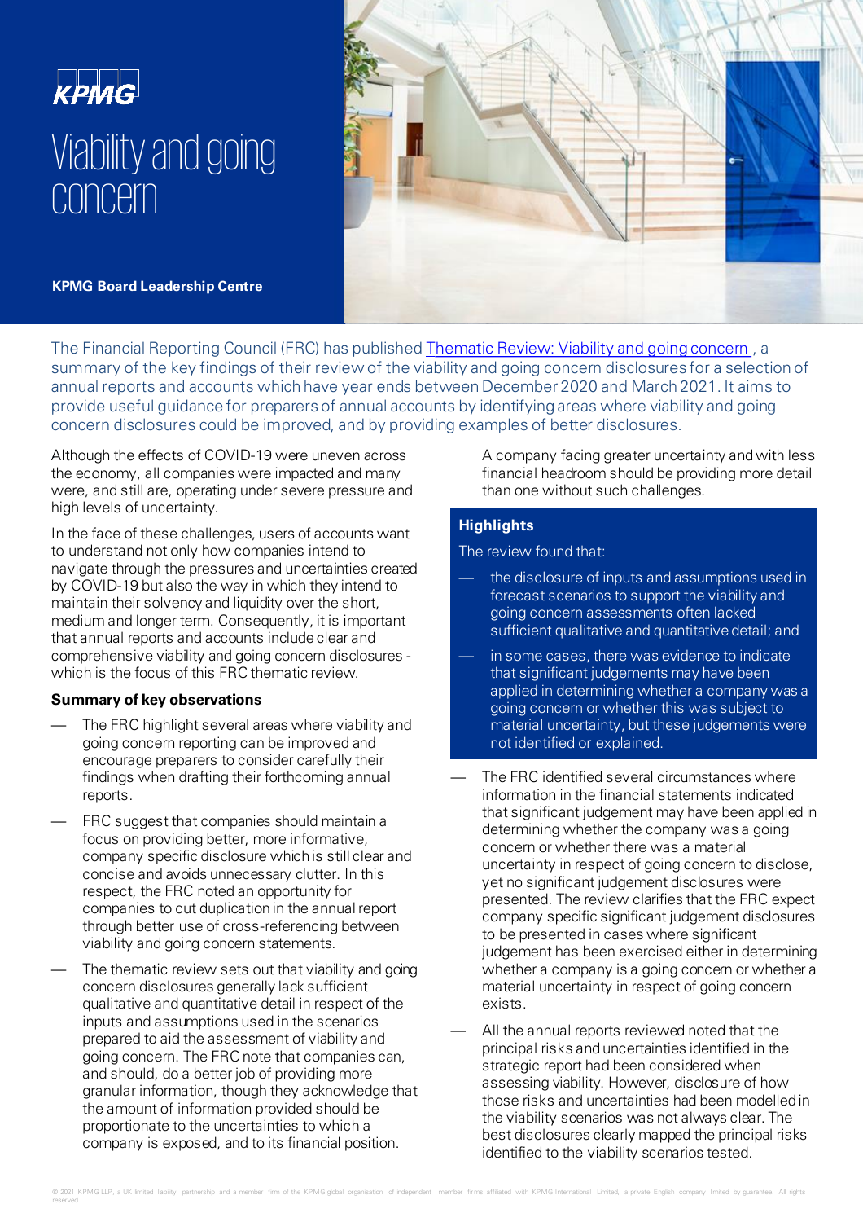KPMG

# Viability and going concern

**KPMG Board Leadership Centre**

The Financial Reporting Council (FRC) has published Thematic Review: Viability and going concern , a summary of the key findings of their review of the viability and going concern disclosures for a selection of annual reports and accounts which have year ends between December 2020 and March 2021. It aims to provide useful guidance for preparers of annual accounts by identifying areas where viability and going concern disclosures could be improved, and by providing examples of better disclosures.

Although the effects of COVID-19 were uneven across the economy, all companies were impacted and many were, and still are, operating under severe pressure and high levels of uncertainty.

In the face of these challenges, users of accounts want to understand not only how companies intend to navigate through the pressures and uncertainties created by COVID-19 but also the way in which they intend to maintain their solvency and liquidity over the short, medium and longer term. Consequently, it is important that annual reports and accounts include clear and comprehensive viability and going concern disclosures - which is the focus of this FRC thematic review.

**Summary of key observations**

- The FRC highlight several areas where viability and going concern reporting can be improved and encourage preparers to consider carefully their findings when drafting their forthcoming annual reports.
- FRC suggest that companies should maintain a focus on providing better, more informative, company specific disclosure which is still clear and concise and avoids unnecessary clutter. In this respect, the FRC noted an opportunity for companies to cut duplication in the annual report through better use of cross-referencing between viability and going concern statements.
- The thematic review sets out that viability and going concern disclosures generally lack sufficient qualitative and quantitative detail in respect of the inputs and assumptions used in the scenarios prepared to aid the assessment of viability and going concern. The FRC note that companies can, and should, do a better job of providing more granular information, though they acknowledge that the amount of information provided should be proportionate to the uncertainties to which a company is exposed, and to its financial position. A company facing greater uncertainty and with less financial headroom should be providing more detail than one without such challenges.

**Highlights**

The review found that:

- the disclosure of inputs and assumptions used in forecast scenarios to support the viability and going concern assessments often lacked sufficient qualitative and quantitative detail; and
- in some cases, there was evidence to indicate that significant judgements may have been applied in determining whether a company was a going concern or whether this was subject to material uncertainty, but these judgements were not identified or explained.

- The FRC identified several circumstances where information in the financial statements indicated that significant judgement may have been applied in determining whether the company was a going concern or whether there was a material uncertainty in respect of going concern to disclose, yet no significant judgement disclosures were presented. The review clarifies that the FRC expect company specific significant judgement disclosures to be presented in cases where significant judgement has been exercised either in determining whether a company is a going concern or whether a material uncertainty in respect of going concern exists.
- All the annual reports reviewed noted that the principal risks and uncertainties identified in the strategic report had been considered when assessing viability. However, disclosure of how those risks and uncertainties had been modelled in the viability scenarios was not always clear. The best disclosures clearly mapped the principal risks identified to the viability scenarios tested.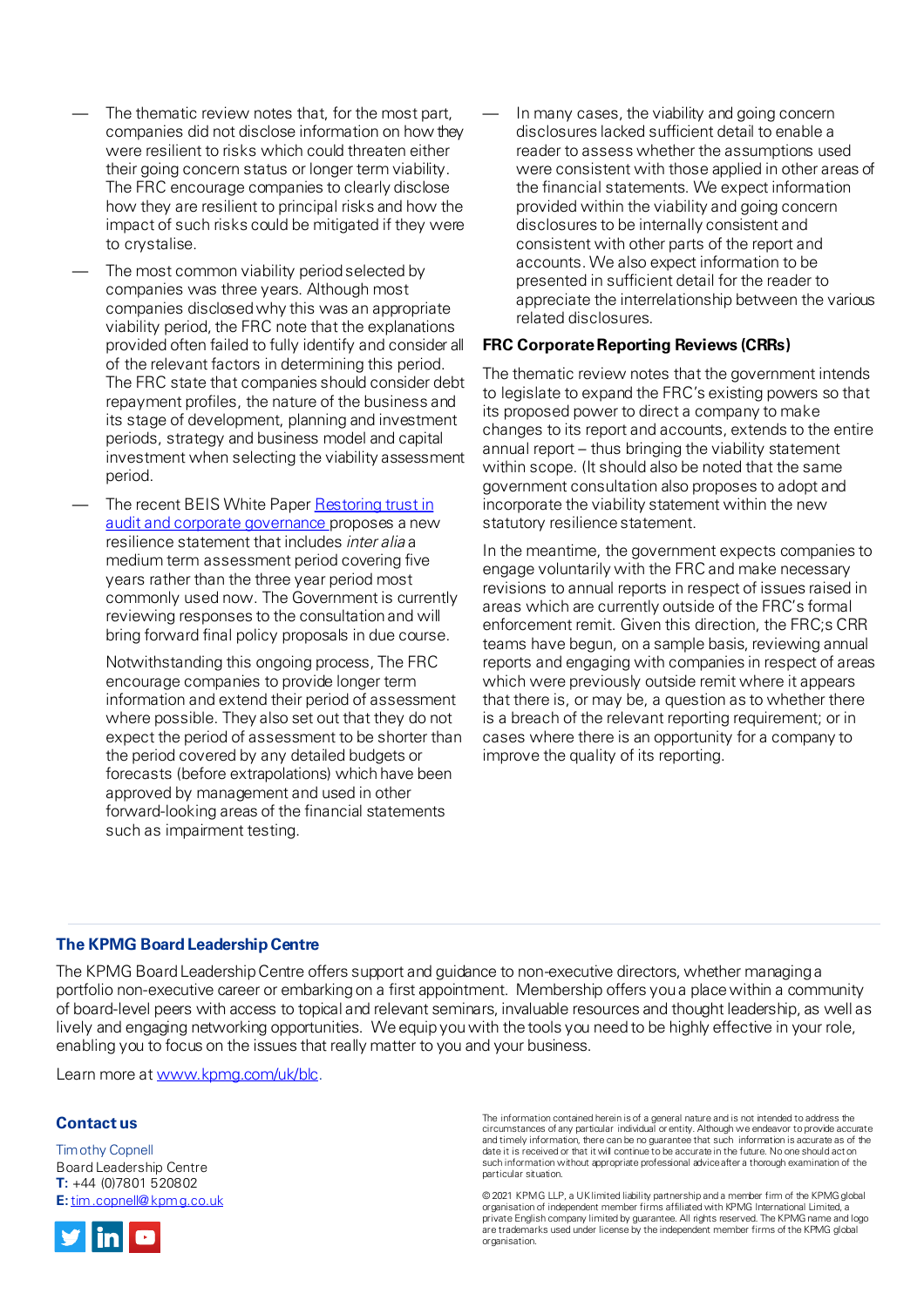- The thematic review notes that, for the most part, companies did not disclose information on how they were resilient to risks which could threaten either their going concern status or longer term viability. The FRC encourage companies to clearly disclose how they are resilient to principal risks and how the impact of such risks could be mitigated if they were to crystalise.

- The most common viability period selected by companies was three years. Although most companies disclosed why this was an appropriate viability period, the FRC note that the explanations provided often failed to fully identify and consider all of the relevant factors in determining this period. The FRC state that companies should consider debt repayment profiles, the nature of the business and its stage of development, planning and investment periods, strategy and business model and capital investment when selecting the viability assessment period.

- The recent BEIS White Paper [Restoring trust in audit and corporate governance] proposes a new resilience statement that includes *inter alia* a medium term assessment period covering five years rather than the three year period most commonly used now. The Government is currently reviewing responses to the consultation and will bring forward final policy proposals in due course.

  Notwithstanding this ongoing process, The FRC encourage companies to provide longer term information and extend their period of assessment where possible. They also set out that they do not expect the period of assessment to be shorter than the period covered by any detailed budgets or forecasts (before extrapolations) which have been approved by management and used in other forward-looking areas of the financial statements such as impairment testing.

- In many cases, the viability and going concern disclosures lacked sufficient detail to enable a reader to assess whether the assumptions used were consistent with those applied in other areas of the financial statements. We expect information provided within the viability and going concern disclosures to be internally consistent and consistent with other parts of the report and accounts. We also expect information to be presented in sufficient detail for the reader to appreciate the interrelationship between the various related disclosures.

## FRC Corporate Reporting Reviews (CRRs)

The thematic review notes that the government intends to legislate to expand the FRC's existing powers so that its proposed power to direct a company to make changes to its report and accounts, extends to the entire annual report – thus bringing the viability statement within scope. (It should also be noted that the same government consultation also proposes to adopt and incorporate the viability statement within the new statutory resilience statement.

In the meantime, the government expects companies to engage voluntarily with the FRC and make necessary revisions to annual reports in respect of issues raised in areas which are currently outside of the FRC's formal enforcement remit. Given this direction, the FRC;s CRR teams have begun, on a sample basis, reviewing annual reports and engaging with companies in respect of areas which were previously outside remit where it appears that there is, or may be, a question as to whether there is a breach of the relevant reporting requirement; or in cases where there is an opportunity for a company to improve the quality of its reporting.

## The KPMG Board Leadership Centre

The KPMG Board Leadership Centre offers support and guidance to non-executive directors, whether managing a portfolio non-executive career or embarking on a first appointment. Membership offers you a place within a community of board-level peers with access to topical and relevant seminars, invaluable resources and thought leadership, as well as lively and engaging networking opportunities. We equip you with the tools you need to be highly effective in your role, enabling you to focus on the issues that really matter to you and your business.

Learn more at [www.kpmg.com/uk/blc].

## Contact us

Timothy Copnell
Board Leadership Centre
**T:** +44 (0)7801 520802
**E:** tim.copnell@kpmg.co.uk

The information contained herein is of a general nature and is not intended to address the circumstances of any particular individual or entity. Although we endeavor to provide accurate and timely information, there can be no guarantee that such information is accurate as of the date it is received or that it will continue to be accurate in the future. No one should act on such information without appropriate professional advice after a thorough examination of the particular situation.

© 2021 KPMG LLP, a UK limited liability partnership and a member firm of the KPMG global organisation of independent member firms affiliated with KPMG International Limited, a private English company limited by guarantee. All rights reserved. The KPMG name and logo are trademarks used under license by the independent member firms of the KPMG global organisation.